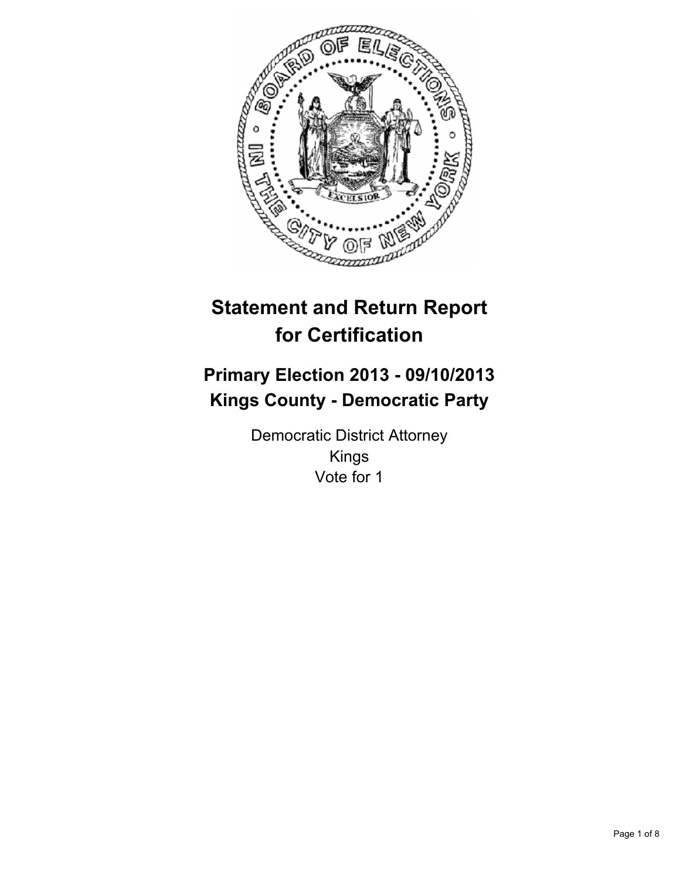# Statement and Return Report for Certification

## Primary Election 2013 - 09/10/2013
## Kings County - Democratic Party

Democratic District Attorney
Kings
Vote for 1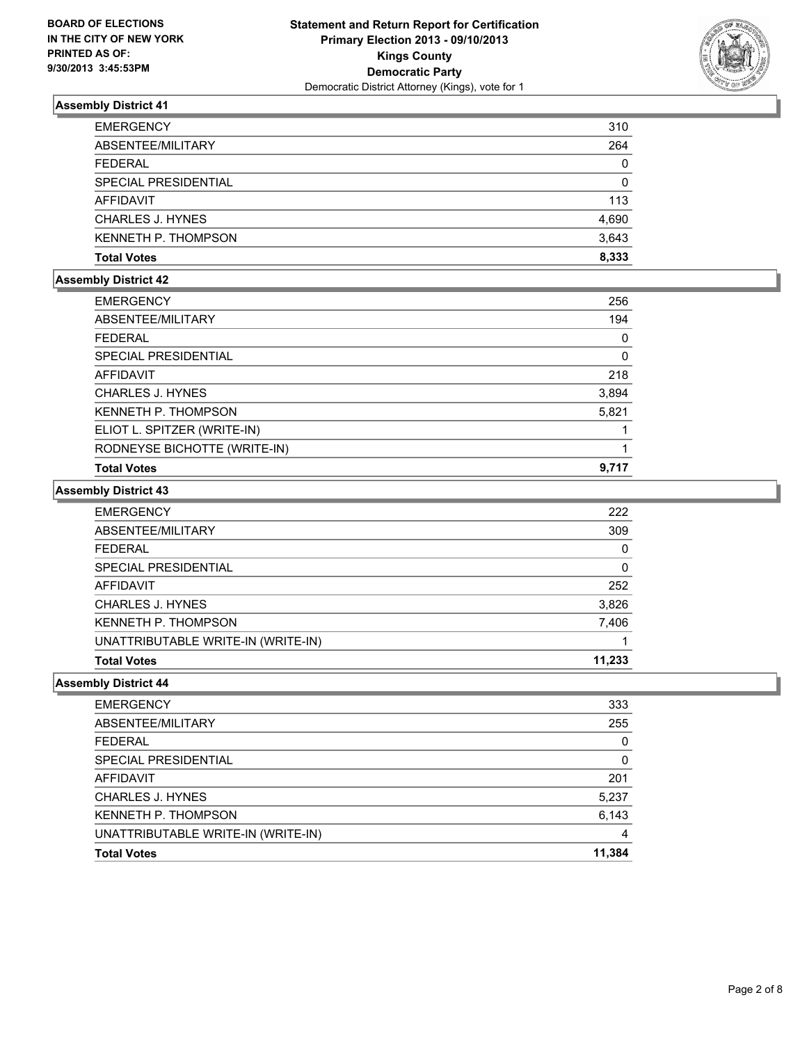### Assembly District 41

| | |
|---|---|
| EMERGENCY | 310 |
| ABSENTEE/MILITARY | 264 |
| FEDERAL | 0 |
| SPECIAL PRESIDENTIAL | 0 |
| AFFIDAVIT | 113 |
| CHARLES J. HYNES | 4,690 |
| KENNETH P. THOMPSON | 3,643 |
| **Total Votes** | **8,333** |

### Assembly District 42

| | |
|---|---|
| EMERGENCY | 256 |
| ABSENTEE/MILITARY | 194 |
| FEDERAL | 0 |
| SPECIAL PRESIDENTIAL | 0 |
| AFFIDAVIT | 218 |
| CHARLES J. HYNES | 3,894 |
| KENNETH P. THOMPSON | 5,821 |
| ELIOT L. SPITZER (WRITE-IN) | 1 |
| RODNEYSE BICHOTTE (WRITE-IN) | 1 |
| **Total Votes** | **9,717** |

### Assembly District 43

| | |
|---|---|
| EMERGENCY | 222 |
| ABSENTEE/MILITARY | 309 |
| FEDERAL | 0 |
| SPECIAL PRESIDENTIAL | 0 |
| AFFIDAVIT | 252 |
| CHARLES J. HYNES | 3,826 |
| KENNETH P. THOMPSON | 7,406 |
| UNATTRIBUTABLE WRITE-IN (WRITE-IN) | 1 |
| **Total Votes** | **11,233** |

### Assembly District 44

| | |
|---|---|
| EMERGENCY | 333 |
| ABSENTEE/MILITARY | 255 |
| FEDERAL | 0 |
| SPECIAL PRESIDENTIAL | 0 |
| AFFIDAVIT | 201 |
| CHARLES J. HYNES | 5,237 |
| KENNETH P. THOMPSON | 6,143 |
| UNATTRIBUTABLE WRITE-IN (WRITE-IN) | 4 |
| **Total Votes** | **11,384** |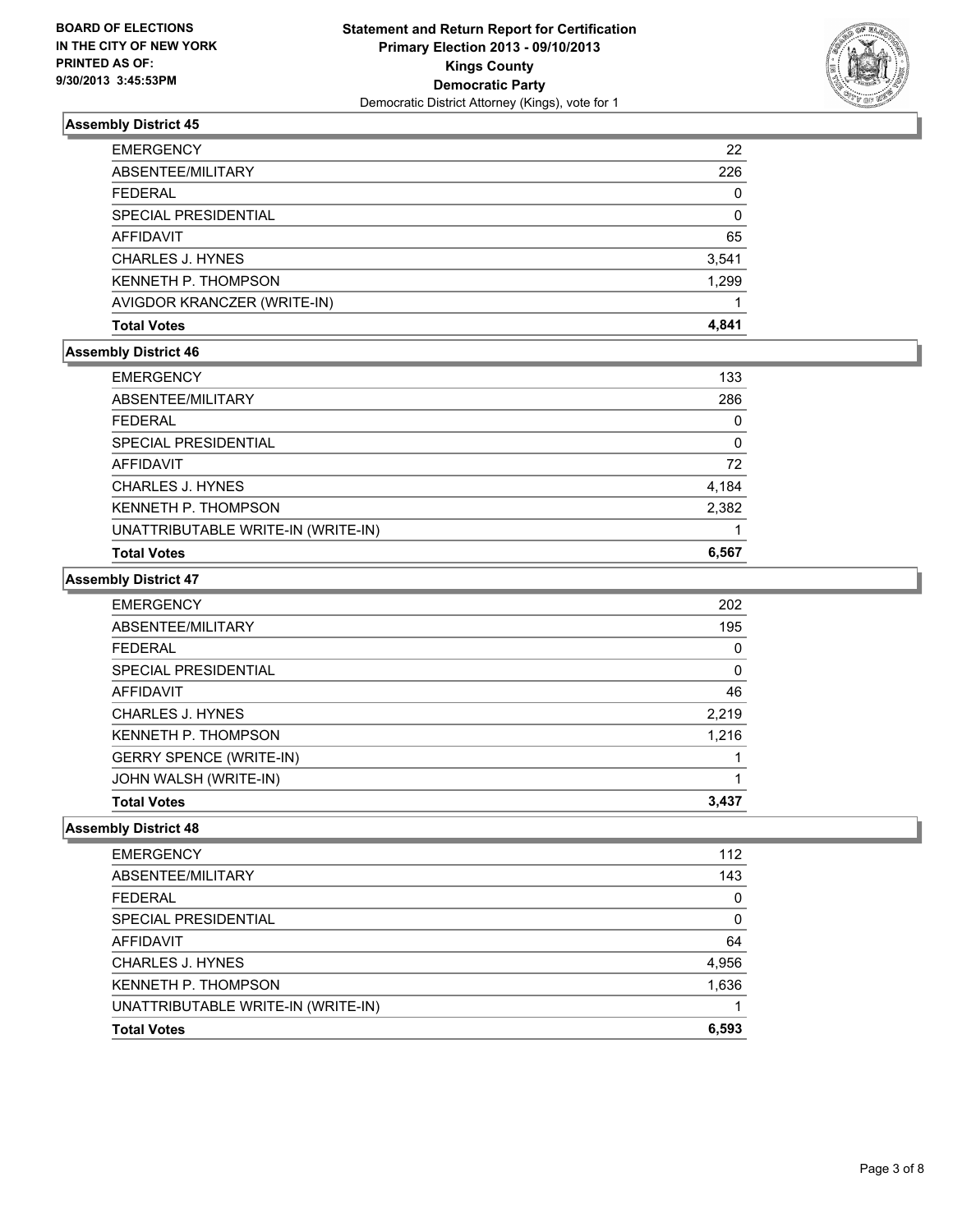**BOARD OF ELECTIONS IN THE CITY OF NEW YORK PRINTED AS OF: 9/30/2013 3:45:53PM**

**Statement and Return Report for Certification**
**Primary Election 2013 - 09/10/2013**
**Kings County**
**Democratic Party**
Democratic District Attorney (Kings), vote for 1

### Assembly District 45

| | |
|---|---|
| EMERGENCY | 22 |
| ABSENTEE/MILITARY | 226 |
| FEDERAL | 0 |
| SPECIAL PRESIDENTIAL | 0 |
| AFFIDAVIT | 65 |
| CHARLES J. HYNES | 3,541 |
| KENNETH P. THOMPSON | 1,299 |
| AVIGDOR KRANCZER (WRITE-IN) | 1 |
| **Total Votes** | **4,841** |

### Assembly District 46

| | |
|---|---|
| EMERGENCY | 133 |
| ABSENTEE/MILITARY | 286 |
| FEDERAL | 0 |
| SPECIAL PRESIDENTIAL | 0 |
| AFFIDAVIT | 72 |
| CHARLES J. HYNES | 4,184 |
| KENNETH P. THOMPSON | 2,382 |
| UNATTRIBUTABLE WRITE-IN (WRITE-IN) | 1 |
| **Total Votes** | **6,567** |

### Assembly District 47

| | |
|---|---|
| EMERGENCY | 202 |
| ABSENTEE/MILITARY | 195 |
| FEDERAL | 0 |
| SPECIAL PRESIDENTIAL | 0 |
| AFFIDAVIT | 46 |
| CHARLES J. HYNES | 2,219 |
| KENNETH P. THOMPSON | 1,216 |
| GERRY SPENCE (WRITE-IN) | 1 |
| JOHN WALSH (WRITE-IN) | 1 |
| **Total Votes** | **3,437** |

### Assembly District 48

| | |
|---|---|
| EMERGENCY | 112 |
| ABSENTEE/MILITARY | 143 |
| FEDERAL | 0 |
| SPECIAL PRESIDENTIAL | 0 |
| AFFIDAVIT | 64 |
| CHARLES J. HYNES | 4,956 |
| KENNETH P. THOMPSON | 1,636 |
| UNATTRIBUTABLE WRITE-IN (WRITE-IN) | 1 |
| **Total Votes** | **6,593** |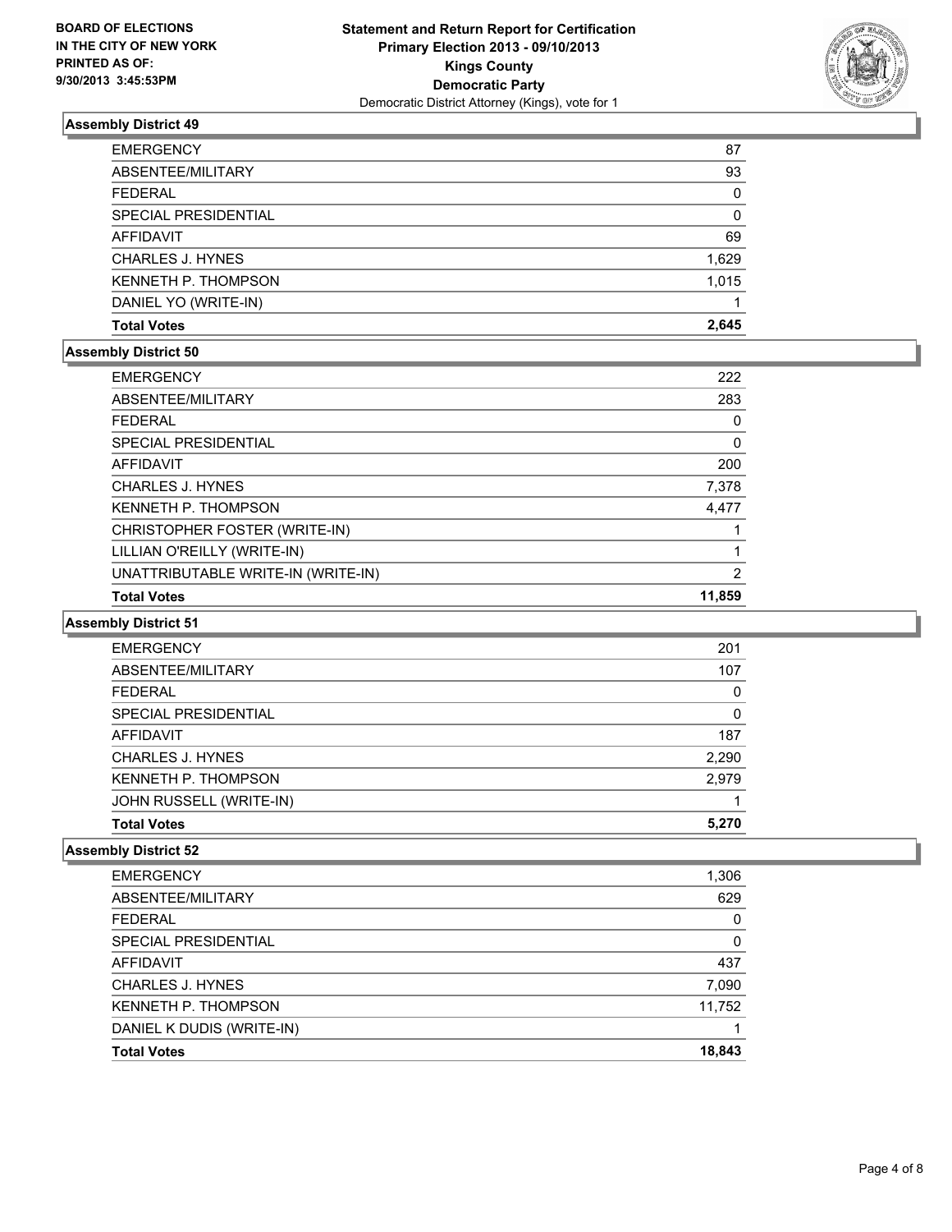BOARD OF ELECTIONS
IN THE CITY OF NEW YORK
PRINTED AS OF:
9/30/2013 3:45:53PM

**Statement and Return Report for Certification**
**Primary Election 2013 - 09/10/2013**
**Kings County**
**Democratic Party**
Democratic District Attorney (Kings), vote for 1

### Assembly District 49

| | |
|---|---|
| EMERGENCY | 87 |
| ABSENTEE/MILITARY | 93 |
| FEDERAL | 0 |
| SPECIAL PRESIDENTIAL | 0 |
| AFFIDAVIT | 69 |
| CHARLES J. HYNES | 1,629 |
| KENNETH P. THOMPSON | 1,015 |
| DANIEL YO (WRITE-IN) | 1 |
| **Total Votes** | **2,645** |

### Assembly District 50

| | |
|---|---|
| EMERGENCY | 222 |
| ABSENTEE/MILITARY | 283 |
| FEDERAL | 0 |
| SPECIAL PRESIDENTIAL | 0 |
| AFFIDAVIT | 200 |
| CHARLES J. HYNES | 7,378 |
| KENNETH P. THOMPSON | 4,477 |
| CHRISTOPHER FOSTER (WRITE-IN) | 1 |
| LILLIAN O'REILLY (WRITE-IN) | 1 |
| UNATTRIBUTABLE WRITE-IN (WRITE-IN) | 2 |
| **Total Votes** | **11,859** |

### Assembly District 51

| | |
|---|---|
| EMERGENCY | 201 |
| ABSENTEE/MILITARY | 107 |
| FEDERAL | 0 |
| SPECIAL PRESIDENTIAL | 0 |
| AFFIDAVIT | 187 |
| CHARLES J. HYNES | 2,290 |
| KENNETH P. THOMPSON | 2,979 |
| JOHN RUSSELL (WRITE-IN) | 1 |
| **Total Votes** | **5,270** |

### Assembly District 52

| | |
|---|---|
| EMERGENCY | 1,306 |
| ABSENTEE/MILITARY | 629 |
| FEDERAL | 0 |
| SPECIAL PRESIDENTIAL | 0 |
| AFFIDAVIT | 437 |
| CHARLES J. HYNES | 7,090 |
| KENNETH P. THOMPSON | 11,752 |
| DANIEL K DUDIS (WRITE-IN) | 1 |
| **Total Votes** | **18,843** |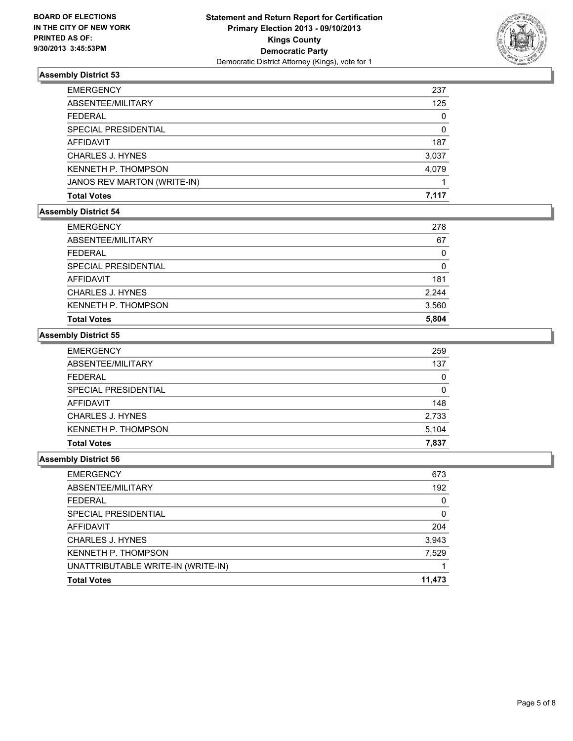**BOARD OF ELECTIONS IN THE CITY OF NEW YORK PRINTED AS OF: 9/30/2013 3:45:53PM**

**Statement and Return Report for Certification**
**Primary Election 2013 - 09/10/2013**
**Kings County**
**Democratic Party**
Democratic District Attorney (Kings), vote for 1

### Assembly District 53

| | |
|---|---|
| EMERGENCY | 237 |
| ABSENTEE/MILITARY | 125 |
| FEDERAL | 0 |
| SPECIAL PRESIDENTIAL | 0 |
| AFFIDAVIT | 187 |
| CHARLES J. HYNES | 3,037 |
| KENNETH P. THOMPSON | 4,079 |
| JANOS REV MARTON (WRITE-IN) | 1 |
| **Total Votes** | **7,117** |

### Assembly District 54

| | |
|---|---|
| EMERGENCY | 278 |
| ABSENTEE/MILITARY | 67 |
| FEDERAL | 0 |
| SPECIAL PRESIDENTIAL | 0 |
| AFFIDAVIT | 181 |
| CHARLES J. HYNES | 2,244 |
| KENNETH P. THOMPSON | 3,560 |
| **Total Votes** | **5,804** |

### Assembly District 55

| | |
|---|---|
| EMERGENCY | 259 |
| ABSENTEE/MILITARY | 137 |
| FEDERAL | 0 |
| SPECIAL PRESIDENTIAL | 0 |
| AFFIDAVIT | 148 |
| CHARLES J. HYNES | 2,733 |
| KENNETH P. THOMPSON | 5,104 |
| **Total Votes** | **7,837** |

### Assembly District 56

| | |
|---|---|
| EMERGENCY | 673 |
| ABSENTEE/MILITARY | 192 |
| FEDERAL | 0 |
| SPECIAL PRESIDENTIAL | 0 |
| AFFIDAVIT | 204 |
| CHARLES J. HYNES | 3,943 |
| KENNETH P. THOMPSON | 7,529 |
| UNATTRIBUTABLE WRITE-IN (WRITE-IN) | 1 |
| **Total Votes** | **11,473** |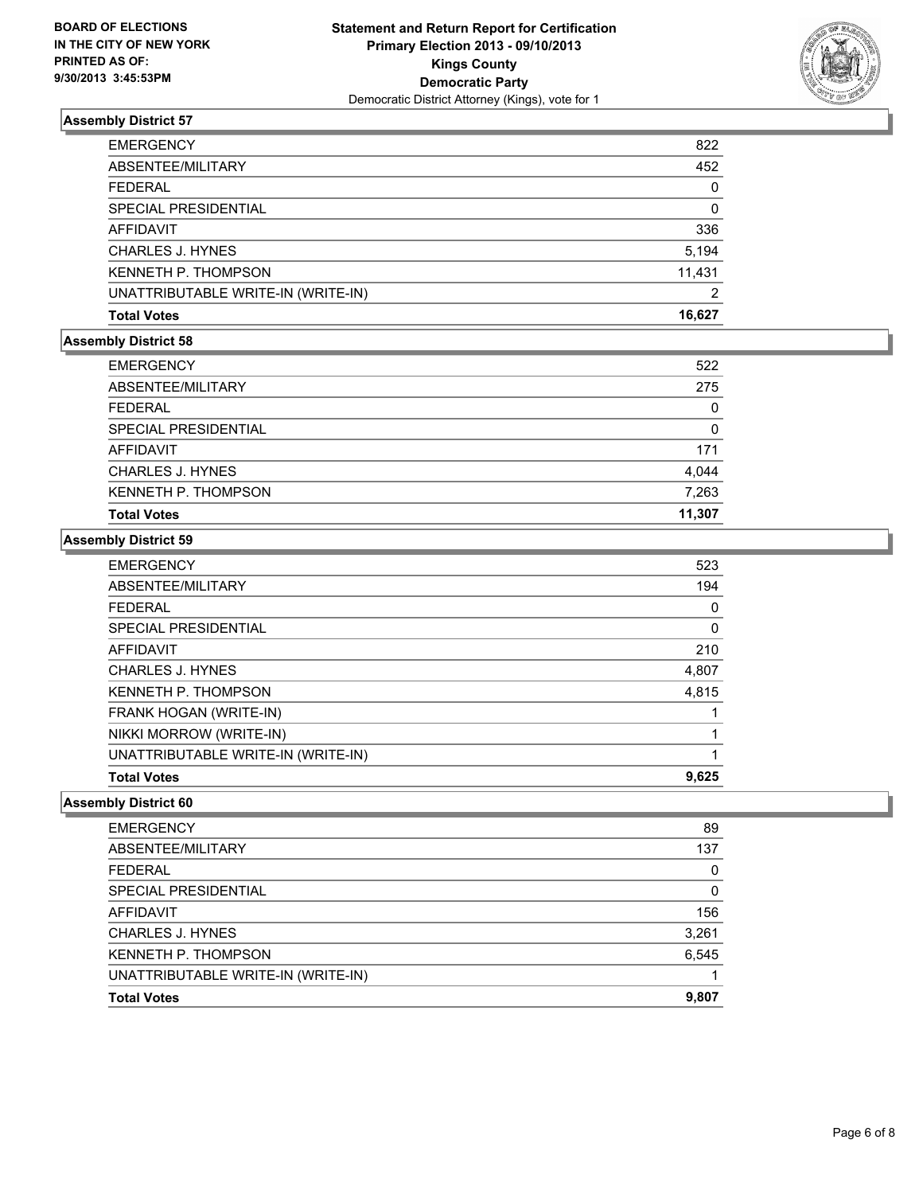BOARD OF ELECTIONS
IN THE CITY OF NEW YORK
PRINTED AS OF:
9/30/2013 3:45:53PM

**Statement and Return Report for Certification**
**Primary Election 2013 - 09/10/2013**
**Kings County**
**Democratic Party**
Democratic District Attorney (Kings), vote for 1

### Assembly District 57

| | |
|---|---|
| EMERGENCY | 822 |
| ABSENTEE/MILITARY | 452 |
| FEDERAL | 0 |
| SPECIAL PRESIDENTIAL | 0 |
| AFFIDAVIT | 336 |
| CHARLES J. HYNES | 5,194 |
| KENNETH P. THOMPSON | 11,431 |
| UNATTRIBUTABLE WRITE-IN (WRITE-IN) | 2 |
| **Total Votes** | **16,627** |

### Assembly District 58

| | |
|---|---|
| EMERGENCY | 522 |
| ABSENTEE/MILITARY | 275 |
| FEDERAL | 0 |
| SPECIAL PRESIDENTIAL | 0 |
| AFFIDAVIT | 171 |
| CHARLES J. HYNES | 4,044 |
| KENNETH P. THOMPSON | 7,263 |
| **Total Votes** | **11,307** |

### Assembly District 59

| | |
|---|---|
| EMERGENCY | 523 |
| ABSENTEE/MILITARY | 194 |
| FEDERAL | 0 |
| SPECIAL PRESIDENTIAL | 0 |
| AFFIDAVIT | 210 |
| CHARLES J. HYNES | 4,807 |
| KENNETH P. THOMPSON | 4,815 |
| FRANK HOGAN (WRITE-IN) | 1 |
| NIKKI MORROW (WRITE-IN) | 1 |
| UNATTRIBUTABLE WRITE-IN (WRITE-IN) | 1 |
| **Total Votes** | **9,625** |

### Assembly District 60

| | |
|---|---|
| EMERGENCY | 89 |
| ABSENTEE/MILITARY | 137 |
| FEDERAL | 0 |
| SPECIAL PRESIDENTIAL | 0 |
| AFFIDAVIT | 156 |
| CHARLES J. HYNES | 3,261 |
| KENNETH P. THOMPSON | 6,545 |
| UNATTRIBUTABLE WRITE-IN (WRITE-IN) | 1 |
| **Total Votes** | **9,807** |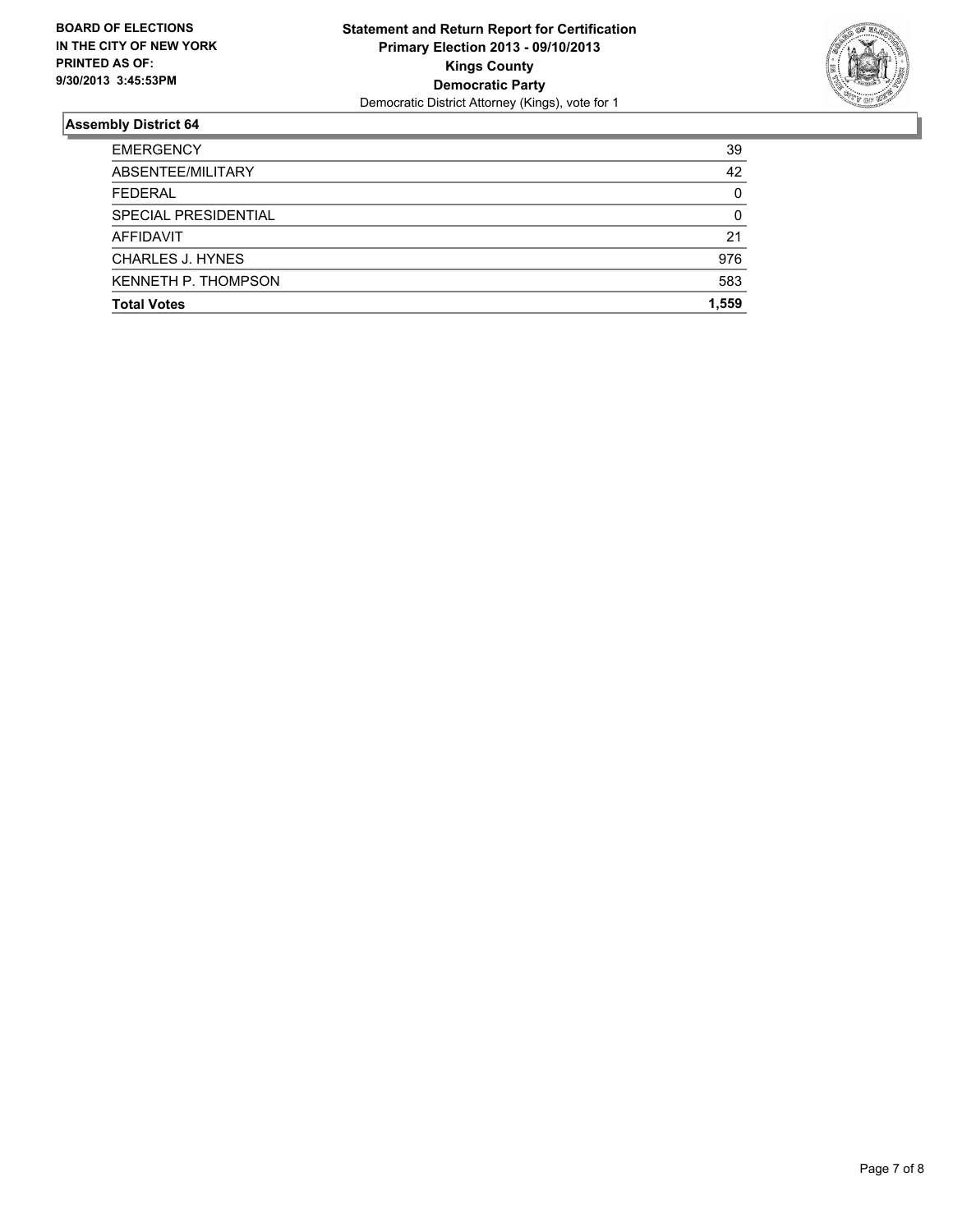**BOARD OF ELECTIONS**
**IN THE CITY OF NEW YORK**
**PRINTED AS OF:**
**9/30/2013 3:45:53PM**

**Statement and Return Report for Certification**
**Primary Election 2013 - 09/10/2013**
**Kings County**
**Democratic Party**
Democratic District Attorney (Kings), vote for 1

## Assembly District 64

| | |
|---|---|
| EMERGENCY | 39 |
| ABSENTEE/MILITARY | 42 |
| FEDERAL | 0 |
| SPECIAL PRESIDENTIAL | 0 |
| AFFIDAVIT | 21 |
| CHARLES J. HYNES | 976 |
| KENNETH P. THOMPSON | 583 |
| **Total Votes** | **1,559** |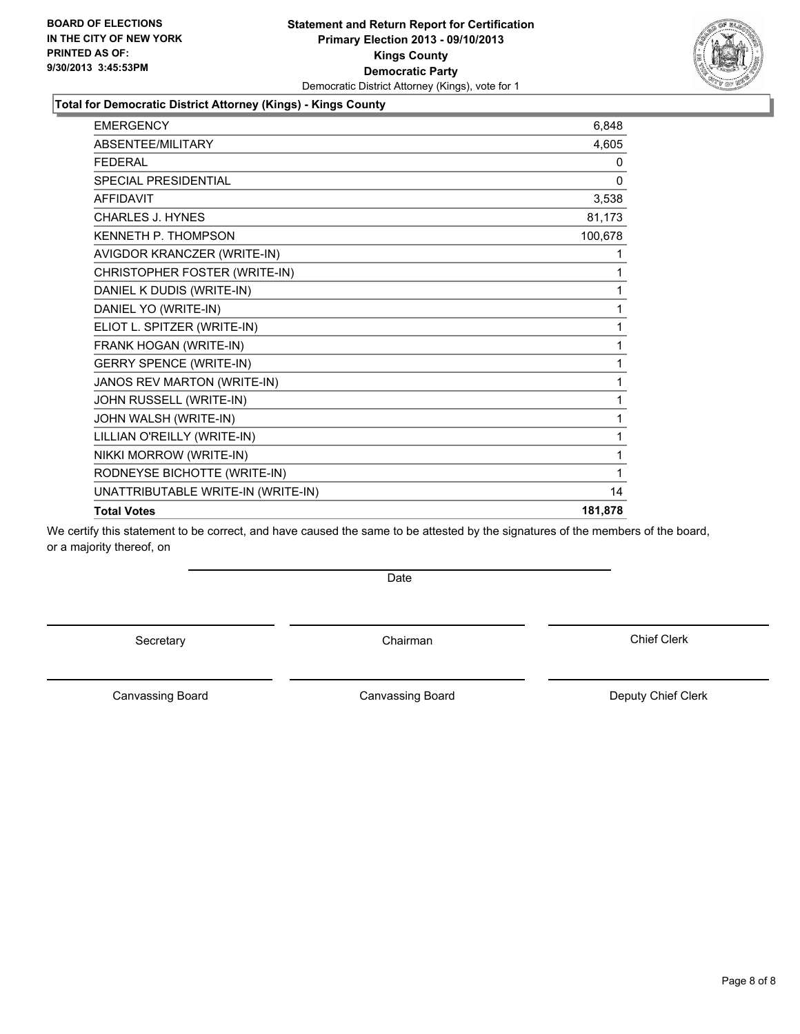**BOARD OF ELECTIONS IN THE CITY OF NEW YORK PRINTED AS OF: 9/30/2013 3:45:53PM**

**Statement and Return Report for Certification**
**Primary Election 2013 - 09/10/2013**
**Kings County**
**Democratic Party**
Democratic District Attorney (Kings), vote for 1

### Total for Democratic District Attorney (Kings) - Kings County

| | |
|---|---|
| EMERGENCY | 6,848 |
| ABSENTEE/MILITARY | 4,605 |
| FEDERAL | 0 |
| SPECIAL PRESIDENTIAL | 0 |
| AFFIDAVIT | 3,538 |
| CHARLES J. HYNES | 81,173 |
| KENNETH P. THOMPSON | 100,678 |
| AVIGDOR KRANCZER (WRITE-IN) | 1 |
| CHRISTOPHER FOSTER (WRITE-IN) | 1 |
| DANIEL K DUDIS (WRITE-IN) | 1 |
| DANIEL YO (WRITE-IN) | 1 |
| ELIOT L. SPITZER (WRITE-IN) | 1 |
| FRANK HOGAN (WRITE-IN) | 1 |
| GERRY SPENCE (WRITE-IN) | 1 |
| JANOS REV MARTON (WRITE-IN) | 1 |
| JOHN RUSSELL (WRITE-IN) | 1 |
| JOHN WALSH (WRITE-IN) | 1 |
| LILLIAN O'REILLY (WRITE-IN) | 1 |
| NIKKI MORROW (WRITE-IN) | 1 |
| RODNEYSE BICHOTTE (WRITE-IN) | 1 |
| UNATTRIBUTABLE WRITE-IN (WRITE-IN) | 14 |
| **Total Votes** | **181,878** |

We certify this statement to be correct, and have caused the same to be attested by the signatures of the members of the board, or a majority thereof, on

Date

Secretary

Chairman

Chief Clerk

Canvassing Board

Canvassing Board

Deputy Chief Clerk